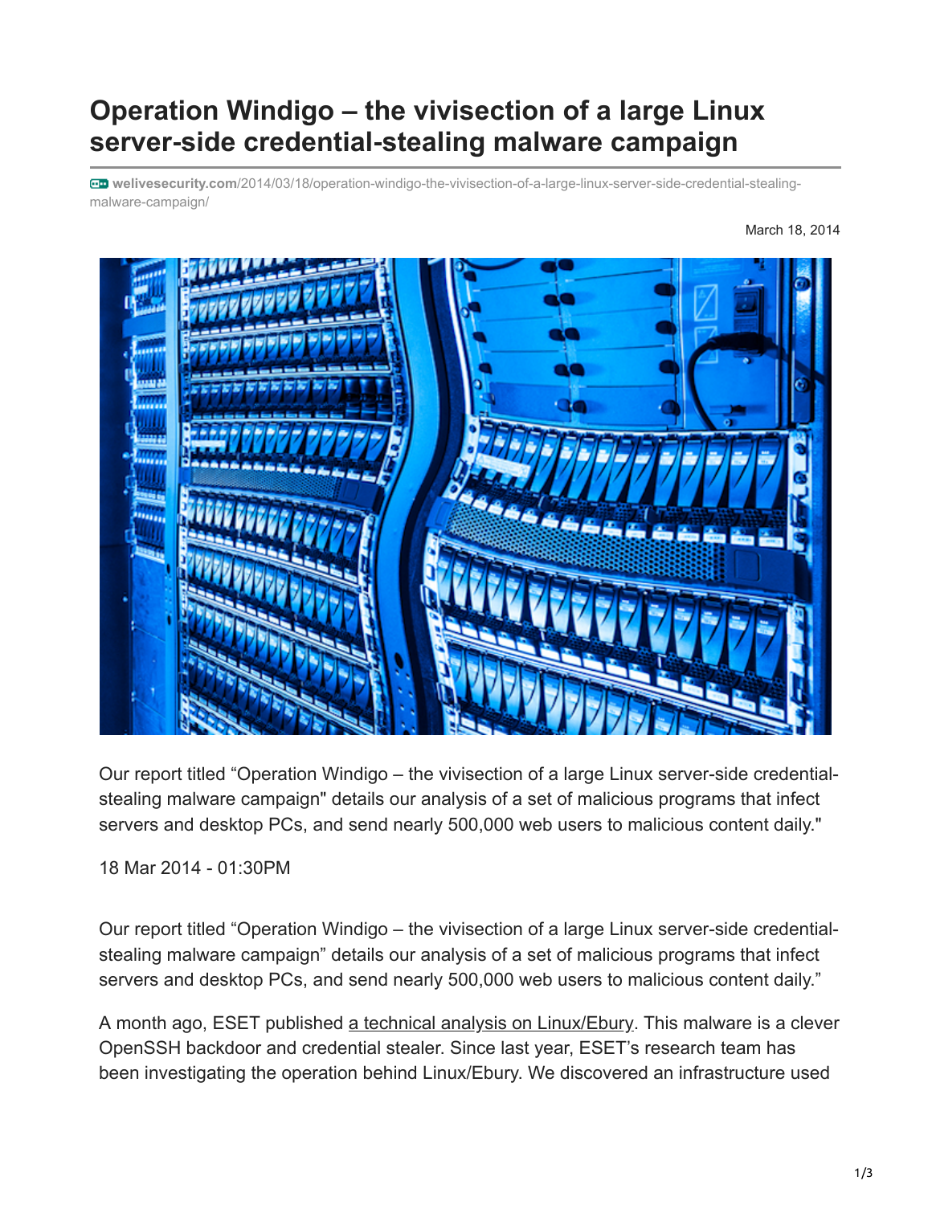# Operation Windigo – the vivisection of a large Linux server-side credential-stealing malware campaign

welivesecurity.com/2014/03/18/operation-windigo-the-vivisection-of-a-large-linux-server-side-credential-stealing-malware-campaign/

March 18, 2014

Our report titled "Operation Windigo – the vivisection of a large Linux server-side credential-stealing malware campaign" details our analysis of a set of malicious programs that infect servers and desktop PCs, and send nearly 500,000 web users to malicious content daily."

18 Mar 2014 - 01:30PM

Our report titled "Operation Windigo – the vivisection of a large Linux server-side credential-stealing malware campaign" details our analysis of a set of malicious programs that infect servers and desktop PCs, and send nearly 500,000 web users to malicious content daily."

A month ago, ESET published a technical analysis on Linux/Ebury. This malware is a clever OpenSSH backdoor and credential stealer. Since last year, ESET's research team has been investigating the operation behind Linux/Ebury. We discovered an infrastructure used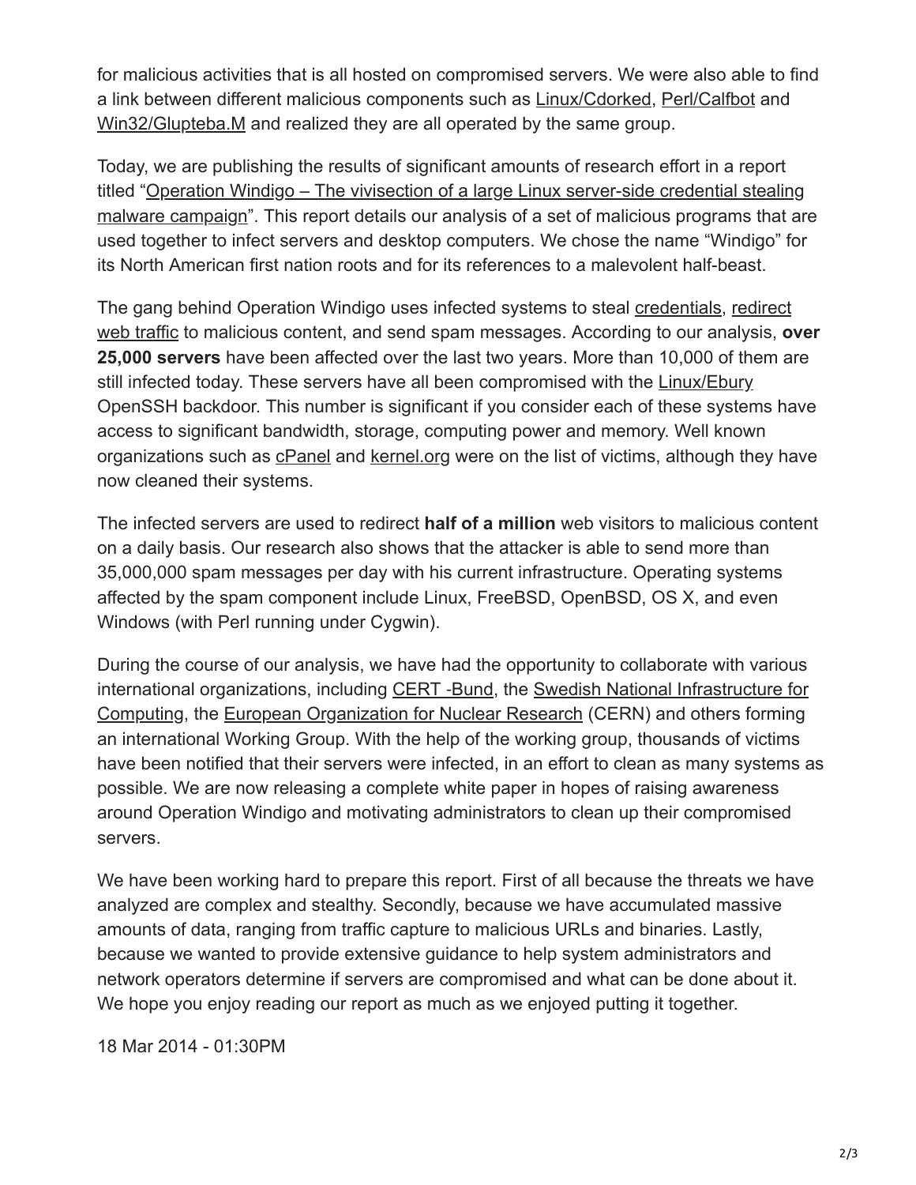for malicious activities that is all hosted on compromised servers. We were also able to find a link between different malicious components such as Linux/Cdorked, Perl/Calfbot and Win32/Glupteba.M and realized they are all operated by the same group.

Today, we are publishing the results of significant amounts of research effort in a report titled "Operation Windigo – The vivisection of a large Linux server-side credential stealing malware campaign". This report details our analysis of a set of malicious programs that are used together to infect servers and desktop computers. We chose the name "Windigo" for its North American first nation roots and for its references to a malevolent half-beast.

The gang behind Operation Windigo uses infected systems to steal credentials, redirect web traffic to malicious content, and send spam messages. According to our analysis, **over 25,000 servers** have been affected over the last two years. More than 10,000 of them are still infected today. These servers have all been compromised with the Linux/Ebury OpenSSH backdoor. This number is significant if you consider each of these systems have access to significant bandwidth, storage, computing power and memory. Well known organizations such as cPanel and kernel.org were on the list of victims, although they have now cleaned their systems.

The infected servers are used to redirect **half of a million** web visitors to malicious content on a daily basis. Our research also shows that the attacker is able to send more than 35,000,000 spam messages per day with his current infrastructure. Operating systems affected by the spam component include Linux, FreeBSD, OpenBSD, OS X, and even Windows (with Perl running under Cygwin).

During the course of our analysis, we have had the opportunity to collaborate with various international organizations, including CERT -Bund, the Swedish National Infrastructure for Computing, the European Organization for Nuclear Research (CERN) and others forming an international Working Group. With the help of the working group, thousands of victims have been notified that their servers were infected, in an effort to clean as many systems as possible. We are now releasing a complete white paper in hopes of raising awareness around Operation Windigo and motivating administrators to clean up their compromised servers.

We have been working hard to prepare this report. First of all because the threats we have analyzed are complex and stealthy. Secondly, because we have accumulated massive amounts of data, ranging from traffic capture to malicious URLs and binaries. Lastly, because we wanted to provide extensive guidance to help system administrators and network operators determine if servers are compromised and what can be done about it. We hope you enjoy reading our report as much as we enjoyed putting it together.

18 Mar 2014 - 01:30PM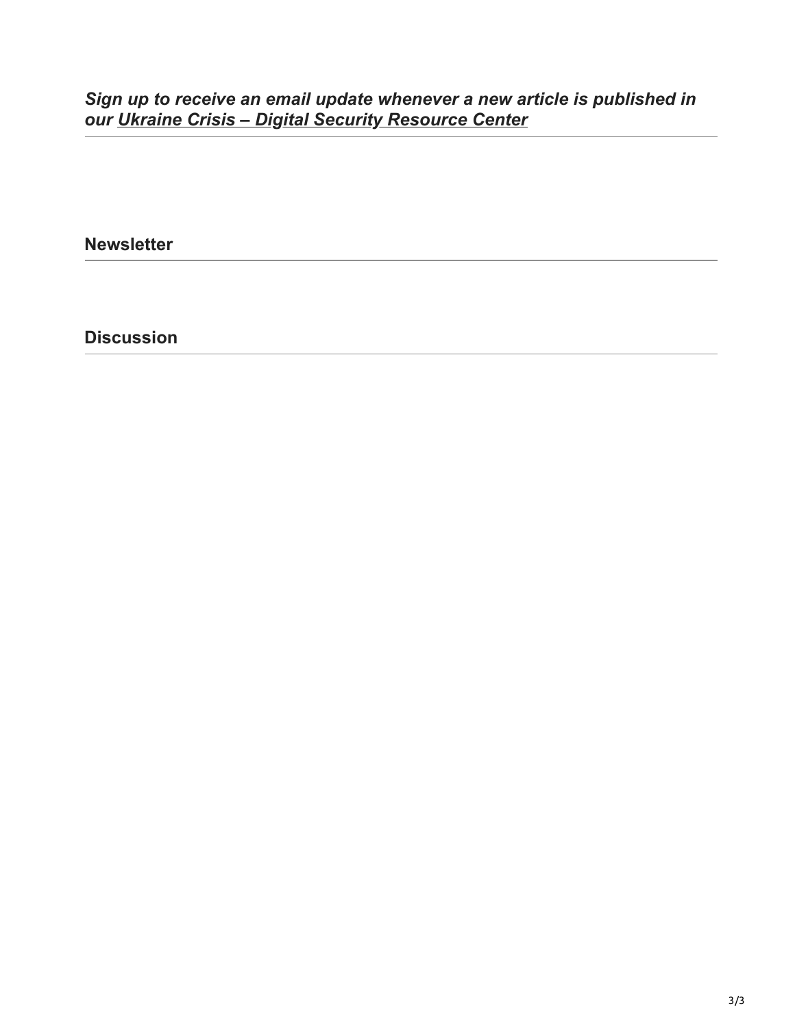***Sign up to receive an email update whenever a new article is published in our [Ukraine Crisis – Digital Security Resource Center]()***

## Newsletter

## Discussion